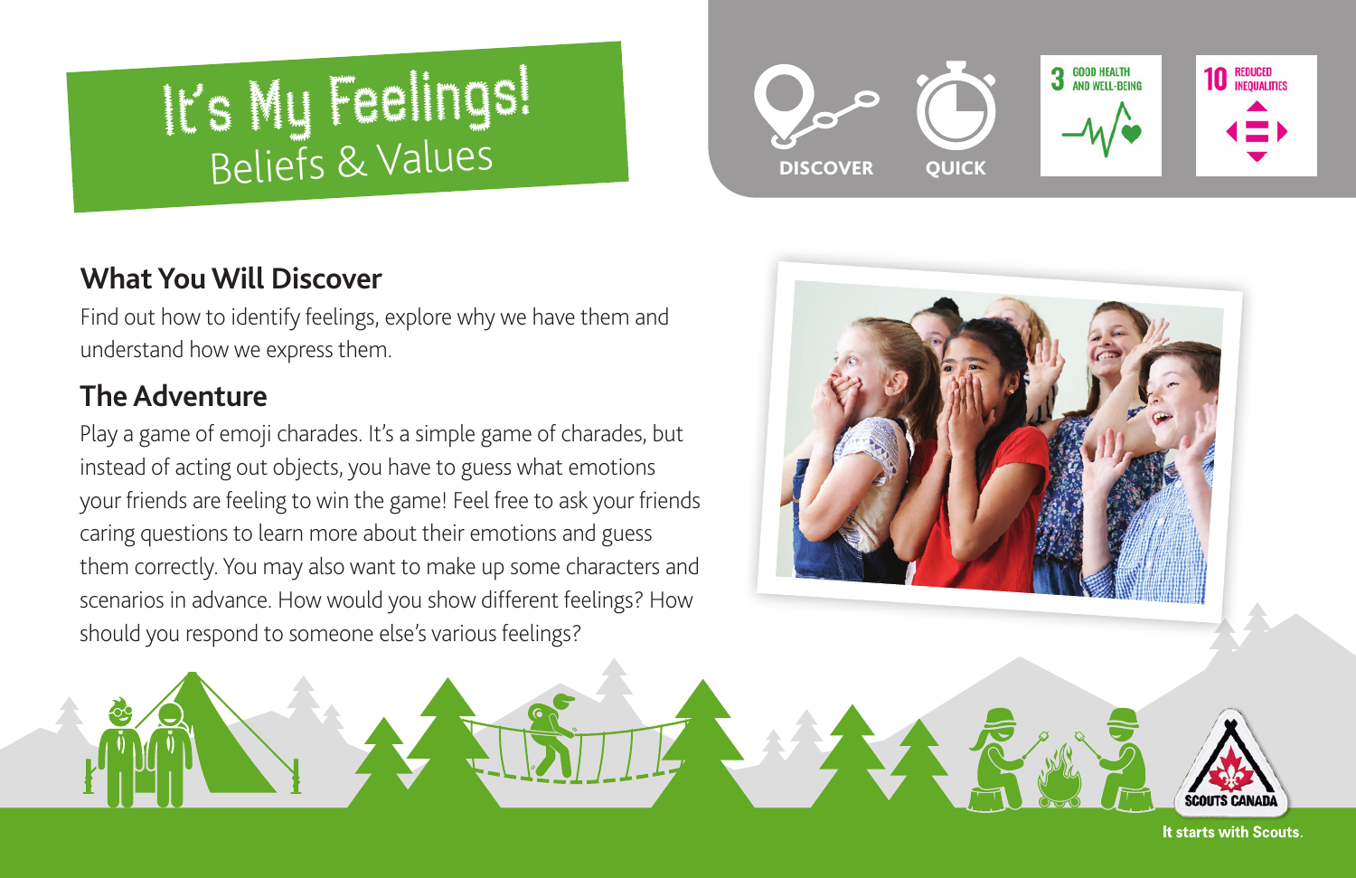# It's My Feelings!
## Beliefs & Values

DISCOVER

QUICK

3 GOOD HEALTH AND WELL-BEING

10 REDUCED INEQUALITIES

## What You Will Discover

Find out how to identify feelings, explore why we have them and understand how we express them.

## The Adventure

Play a game of emoji charades. It's a simple game of charades, but instead of acting out objects, you have to guess what emotions your friends are feeling to win the game! Feel free to ask your friends caring questions to learn more about their emotions and guess them correctly. You may also want to make up some characters and scenarios in advance. How would you show different feelings? How should you respond to someone else's various feelings?

SCOUTS CANADA

It starts with Scouts.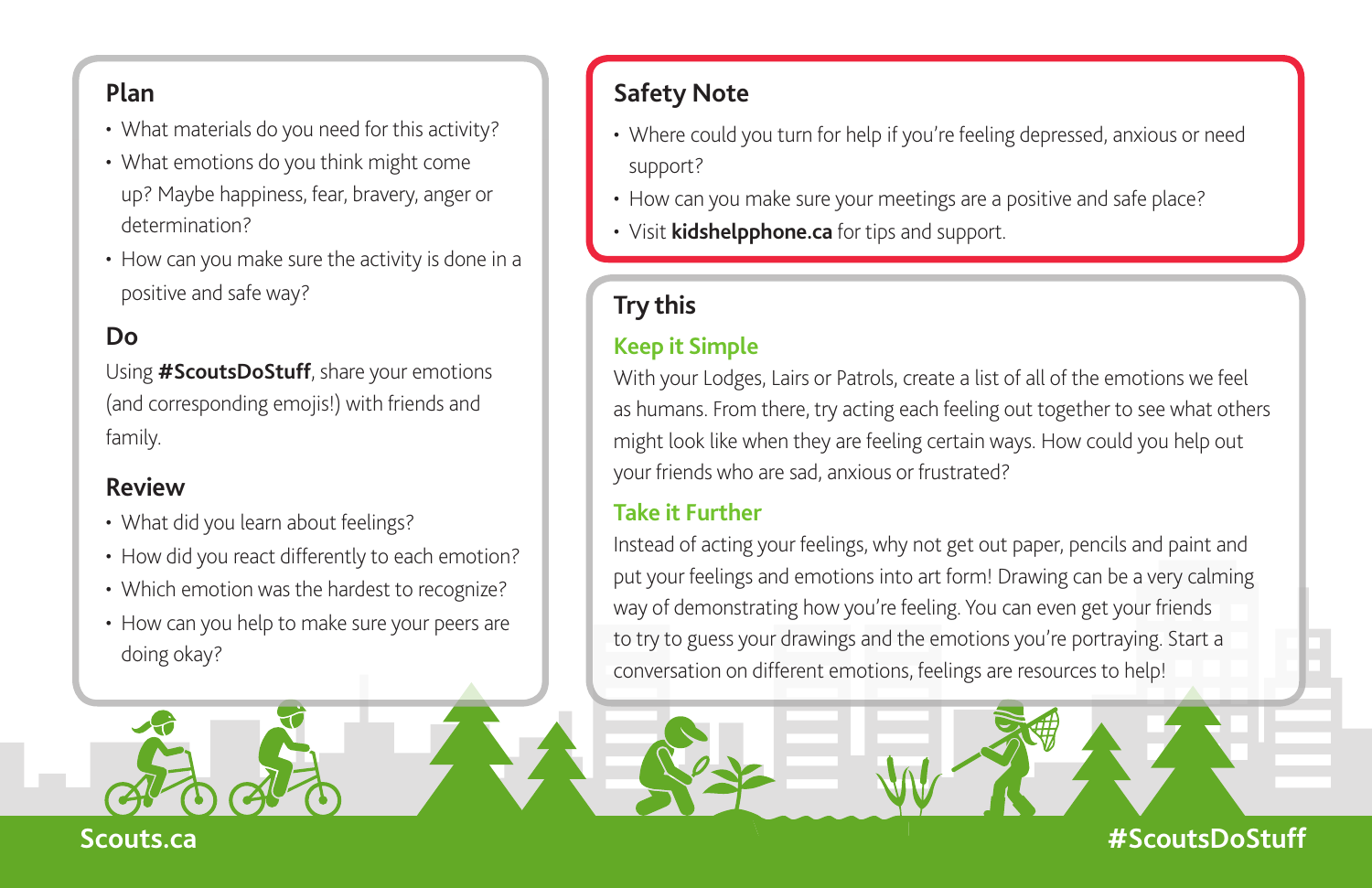## Plan

- What materials do you need for this activity?
- What emotions do you think might come up? Maybe happiness, fear, bravery, anger or determination?
- How can you make sure the activity is done in a positive and safe way?

## Do

Using **#ScoutsDoStuff**, share your emotions (and corresponding emojis!) with friends and family.

## Review

- What did you learn about feelings?
- How did you react differently to each emotion?
- Which emotion was the hardest to recognize?
- How can you help to make sure your peers are doing okay?

## Safety Note

- Where could you turn for help if you're feeling depressed, anxious or need support?
- How can you make sure your meetings are a positive and safe place?
- Visit **kidshelpphone.ca** for tips and support.

## Try this

### Keep it Simple

With your Lodges, Lairs or Patrols, create a list of all of the emotions we feel as humans. From there, try acting each feeling out together to see what others might look like when they are feeling certain ways. How could you help out your friends who are sad, anxious or frustrated?

### Take it Further

Instead of acting your feelings, why not get out paper, pencils and paint and put your feelings and emotions into art form! Drawing can be a very calming way of demonstrating how you're feeling. You can even get your friends to try to guess your drawings and the emotions you're portraying. Start a conversation on different emotions, feelings are resources to help!

Scouts.ca

#ScoutsDoStuff